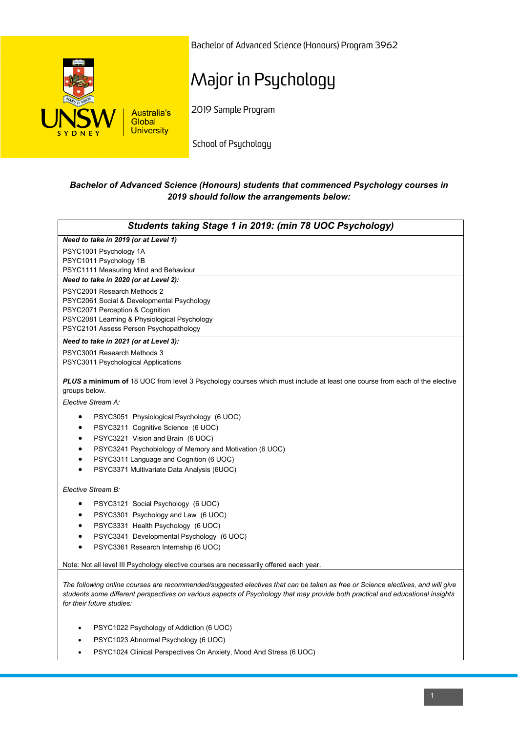Bachelor of Advanced Science (Honours) Program 3962

# Major in Psychology

2019 Sample Program

School of Psychology

***Bachelor of Advanced Science (Honours) students that commenced Psychology courses in 2019 should follow the arrangements below:***

## *Students taking Stage 1 in 2019: (min 78 UOC Psychology)*

***Need to take in 2019 (or at Level 1)***

PSYC1001 Psychology 1A
PSYC1011 Psychology 1B
PSYC1111 Measuring Mind and Behaviour

***Need to take in 2020 (or at Level 2):***

PSYC2001 Research Methods 2
PSYC2061 Social & Developmental Psychology
PSYC2071 Perception & Cognition
PSYC2081 Learning & Physiological Psychology
PSYC2101 Assess Person Psychopathology

***Need to take in 2021 (or at Level 3):***

PSYC3001 Research Methods 3
PSYC3011 Psychological Applications

***PLUS* a minimum of** 18 UOC from level 3 Psychology courses which must include at least one course from each of the elective groups below.

*Elective Stream A:*

- PSYC3051 Physiological Psychology (6 UOC)
- PSYC3211 Cognitive Science (6 UOC)
- PSYC3221 Vision and Brain (6 UOC)
- PSYC3241 Psychobiology of Memory and Motivation (6 UOC)
- PSYC3311 Language and Cognition (6 UOC)
- PSYC3371 Multivariate Data Analysis (6UOC)

*Elective Stream B:*

- PSYC3121 Social Psychology (6 UOC)
- PSYC3301 Psychology and Law (6 UOC)
- PSYC3331 Health Psychology (6 UOC)
- PSYC3341 Developmental Psychology (6 UOC)
- PSYC3361 Research Internship (6 UOC)

Note: Not all level III Psychology elective courses are necessarily offered each year.

*The following online courses are recommended/suggested electives that can be taken as free or Science electives, and will give students some different perspectives on various aspects of Psychology that may provide both practical and educational insights for their future studies:*

- PSYC1022 Psychology of Addiction (6 UOC)
- PSYC1023 Abnormal Psychology (6 UOC)
- PSYC1024 Clinical Perspectives On Anxiety, Mood And Stress (6 UOC)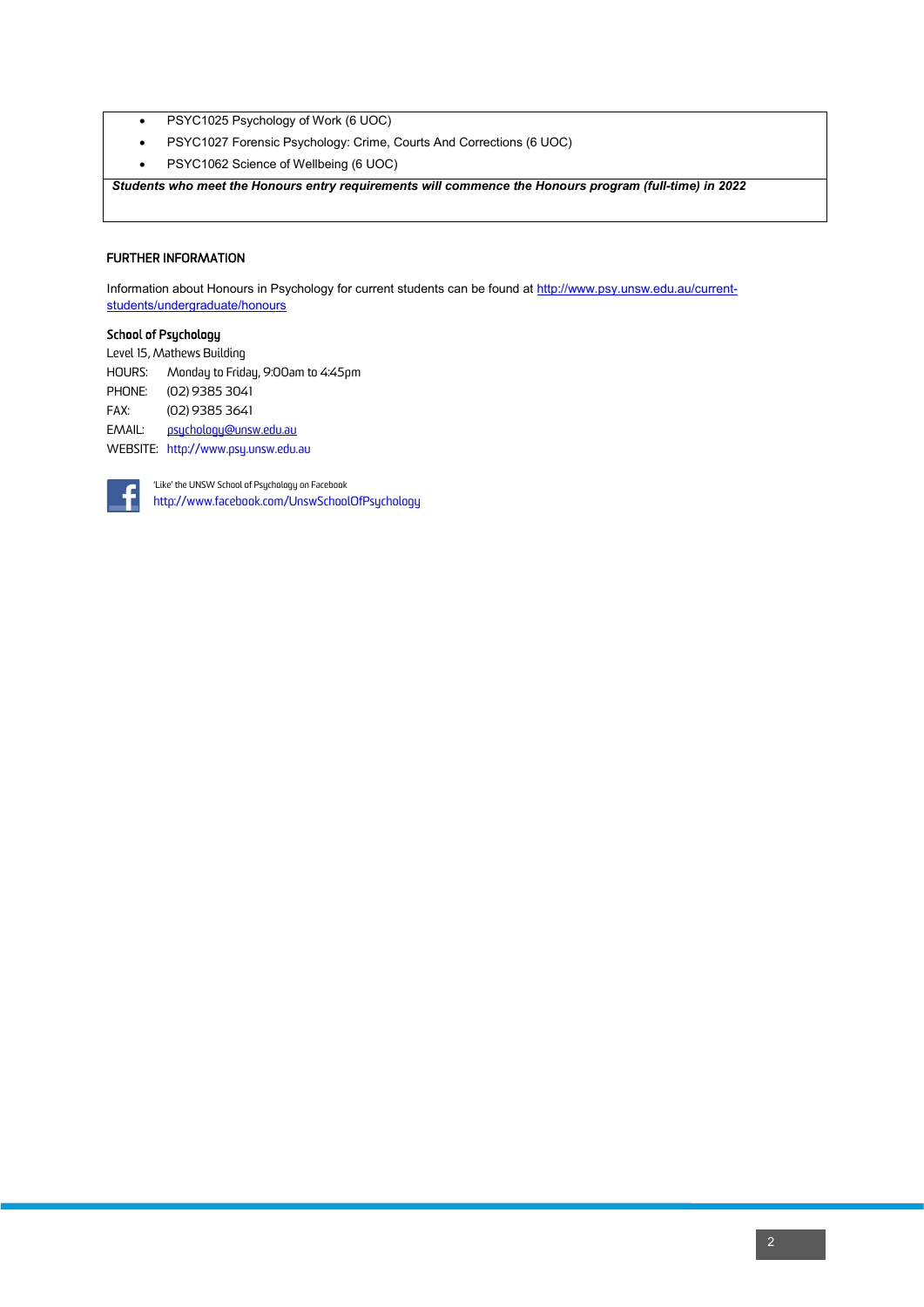- PSYC1025 Psychology of Work (6 UOC)
- PSYC1027 Forensic Psychology: Crime, Courts And Corrections (6 UOC)
- PSYC1062 Science of Wellbeing (6 UOC)

***Students who meet the Honours entry requirements will commence the Honours program (full-time) in 2022***

## FURTHER INFORMATION

Information about Honours in Psychology for current students can be found at http://www.psy.unsw.edu.au/current-students/undergraduate/honours

**School of Psychology**
Level 15, Mathews Building
HOURS: Monday to Friday, 9:00am to 4:45pm
PHONE: (02) 9385 3041
FAX: (02) 9385 3641
EMAIL: psychology@unsw.edu.au
WEBSITE: http://www.psy.unsw.edu.au

'Like' the UNSW School of Psychology on Facebook
http://www.facebook.com/UnswSchoolOfPsychology